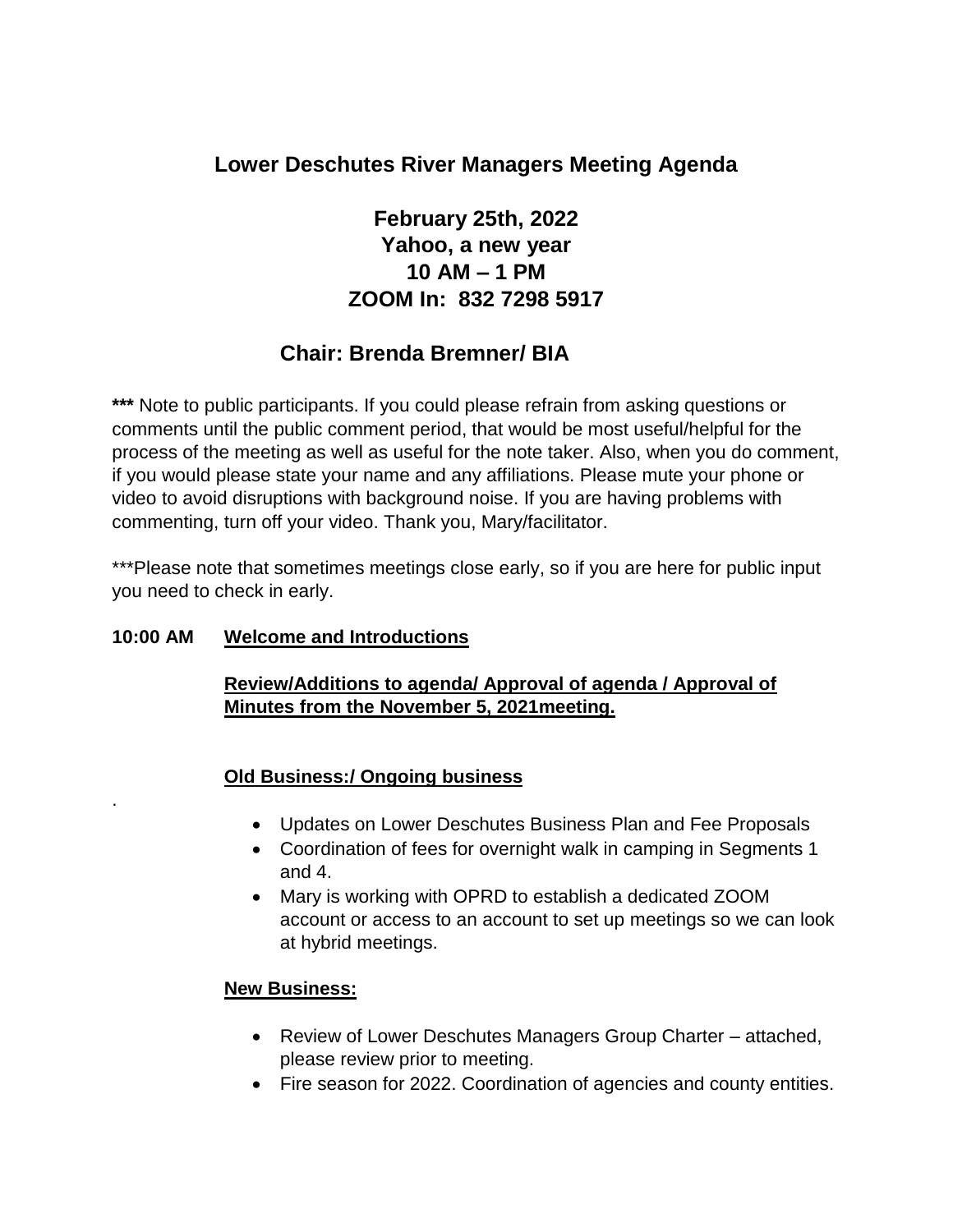# Lower Deschutes River Managers Meeting Agenda

**February 25th, 2022**
**Yahoo, a new year**
**10 AM – 1 PM**
**ZOOM In: 832 7298 5917**

## Chair: Brenda Bremner/ BIA

**\*\*\*** Note to public participants. If you could please refrain from asking questions or comments until the public comment period, that would be most useful/helpful for the process of the meeting as well as useful for the note taker. Also, when you do comment, if you would please state your name and any affiliations. Please mute your phone or video to avoid disruptions with background noise. If you are having problems with commenting, turn off your video. Thank you, Mary/facilitator.

\*\*\*Please note that sometimes meetings close early, so if you are here for public input you need to check in early.

**10:00 AM** **Welcome and Introductions**

**Review/Additions to agenda/ Approval of agenda / Approval of Minutes from the November 5, 2021meeting.**

**Old Business:/ Ongoing business**

.

- Updates on Lower Deschutes Business Plan and Fee Proposals
- Coordination of fees for overnight walk in camping in Segments 1 and 4.
- Mary is working with OPRD to establish a dedicated ZOOM account or access to an account to set up meetings so we can look at hybrid meetings.

**New Business:**

- Review of Lower Deschutes Managers Group Charter – attached, please review prior to meeting.
- Fire season for 2022. Coordination of agencies and county entities.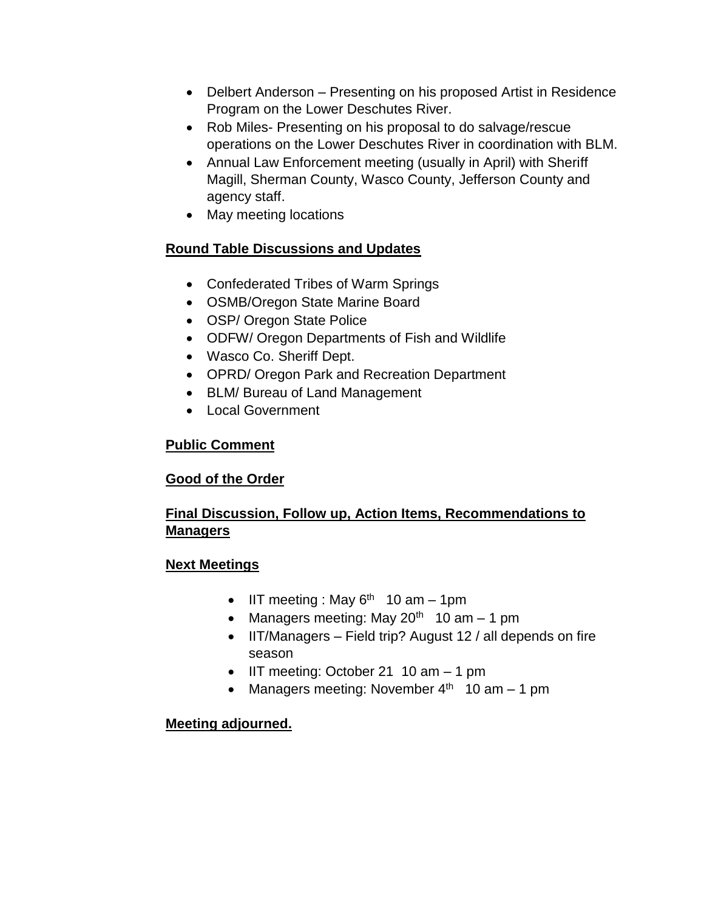- Delbert Anderson – Presenting on his proposed Artist in Residence Program on the Lower Deschutes River.
- Rob Miles- Presenting on his proposal to do salvage/rescue operations on the Lower Deschutes River in coordination with BLM.
- Annual Law Enforcement meeting (usually in April) with Sheriff Magill, Sherman County, Wasco County, Jefferson County and agency staff.
- May meeting locations

**Round Table Discussions and Updates**

- Confederated Tribes of Warm Springs
- OSMB/Oregon State Marine Board
- OSP/ Oregon State Police
- ODFW/ Oregon Departments of Fish and Wildlife
- Wasco Co. Sheriff Dept.
- OPRD/ Oregon Park and Recreation Department
- BLM/ Bureau of Land Management
- Local Government

**Public Comment**

**Good of the Order**

**Final Discussion, Follow up, Action Items, Recommendations to Managers**

**Next Meetings**

- IIT meeting : May 6th 10 am – 1pm
- Managers meeting: May 20th 10 am – 1 pm
- IIT/Managers – Field trip? August 12 / all depends on fire season
- IIT meeting: October 21 10 am – 1 pm
- Managers meeting: November 4th 10 am – 1 pm

**Meeting adjourned.**